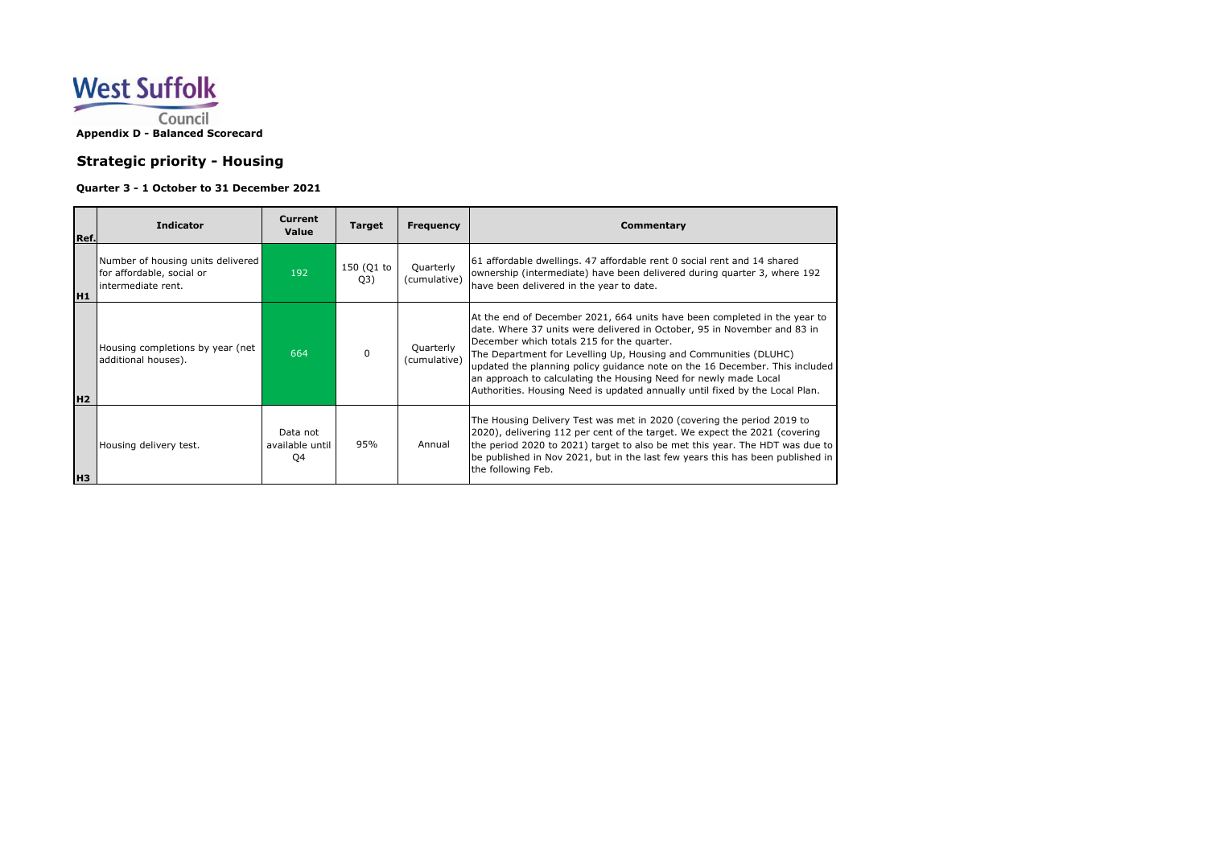West Suffolk Council

**Appendix D - Balanced Scorecard**

## Strategic priority - Housing

**Quarter 3 - 1 October to 31 December 2021**

| Ref. | Indicator | Current Value | Target | Frequency | Commentary |
|---|---|---|---|---|---|
| H1 | Number of housing units delivered for affordable, social or intermediate rent. | 192 | 150 (Q1 to Q3) | Quarterly (cumulative) | 61 affordable dwellings. 47 affordable rent 0 social rent and 14 shared ownership (intermediate) have been delivered during quarter 3, where 192 have been delivered in the year to date. |
| H2 | Housing completions by year (net additional houses). | 664 | 0 | Quarterly (cumulative) | At the end of December 2021, 664 units have been completed in the year to date. Where 37 units were delivered in October, 95 in November and 83 in December which totals 215 for the quarter. The Department for Levelling Up, Housing and Communities (DLUHC) updated the planning policy guidance note on the 16 December. This included an approach to calculating the Housing Need for newly made Local Authorities. Housing Need is updated annually until fixed by the Local Plan. |
| H3 | Housing delivery test. | Data not available until Q4 | 95% | Annual | The Housing Delivery Test was met in 2020 (covering the period 2019 to 2020), delivering 112 per cent of the target. We expect the 2021 (covering the period 2020 to 2021) target to also be met this year. The HDT was due to be published in Nov 2021, but in the last few years this has been published in the following Feb. |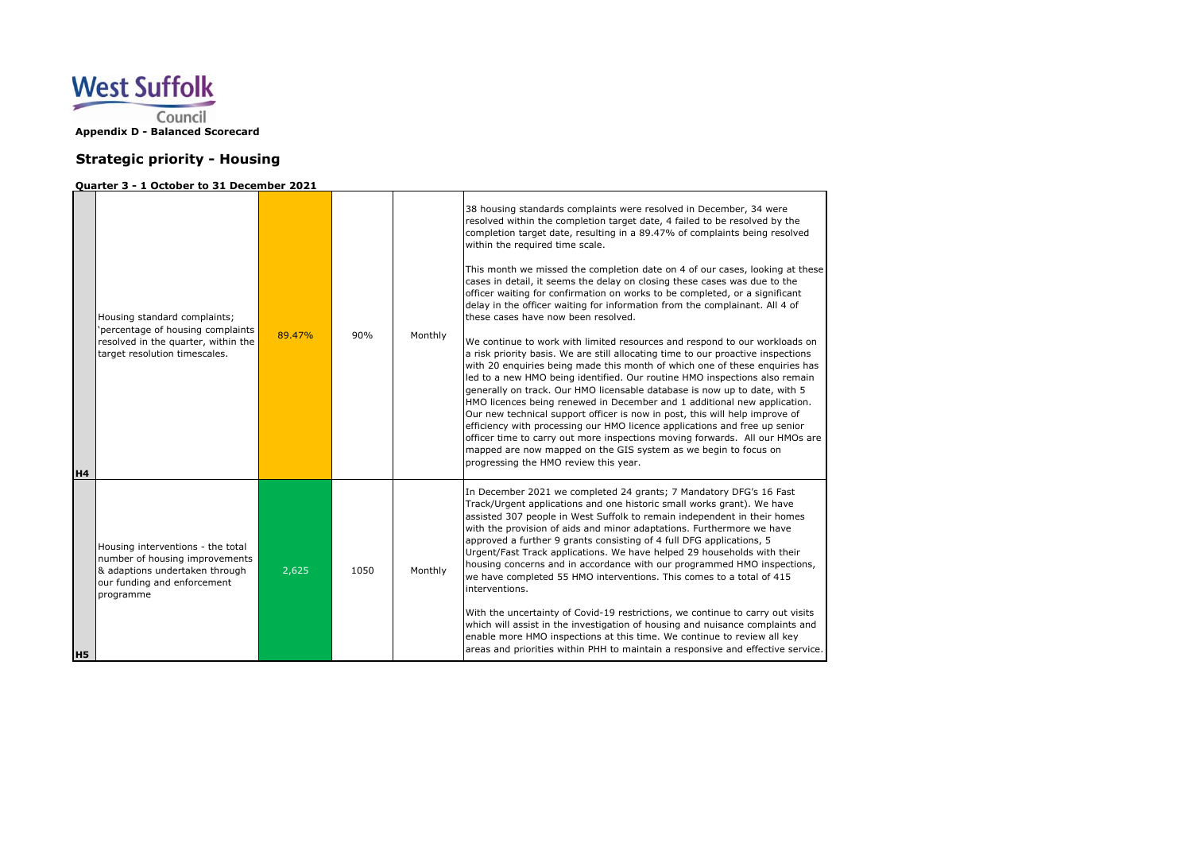West Suffolk Council

**Appendix D - Balanced Scorecard**

## Strategic priority - Housing

**Quarter 3 - 1 October to 31 December 2021**

| | | | | | |
|---|---|---|---|---|---|
| H4 | Housing standard complaints; 'percentage of housing complaints resolved in the quarter, within the target resolution timescales. | 89.47% | 90% | Monthly | 38 housing standards complaints were resolved in December, 34 were resolved within the completion target date, 4 failed to be resolved by the completion target date, resulting in a 89.47% of complaints being resolved within the required time scale.<br><br>This month we missed the completion date on 4 of our cases, looking at these cases in detail, it seems the delay on closing these cases was due to the officer waiting for confirmation on works to be completed, or a significant delay in the officer waiting for information from the complainant. All 4 of these cases have now been resolved.<br><br>We continue to work with limited resources and respond to our workloads on a risk priority basis. We are still allocating time to our proactive inspections with 20 enquiries being made this month of which one of these enquiries has led to a new HMO being identified. Our routine HMO inspections also remain generally on track. Our HMO licensable database is now up to date, with 5 HMO licences being renewed in December and 1 additional new application. Our new technical support officer is now in post, this will help improve of efficiency with processing our HMO licence applications and free up senior officer time to carry out more inspections moving forwards. All our HMOs are mapped are now mapped on the GIS system as we begin to focus on progressing the HMO review this year. |
| H5 | Housing interventions - the total number of housing improvements & adaptions undertaken through our funding and enforcement programme | 2,625 | 1050 | Monthly | In December 2021 we completed 24 grants; 7 Mandatory DFG's 16 Fast Track/Urgent applications and one historic small works grant). We have assisted 307 people in West Suffolk to remain independent in their homes with the provision of aids and minor adaptations. Furthermore we have approved a further 9 grants consisting of 4 full DFG applications, 5 Urgent/Fast Track applications. We have helped 29 households with their housing concerns and in accordance with our programmed HMO inspections, we have completed 55 HMO interventions. This comes to a total of 415 interventions.<br><br>With the uncertainty of Covid-19 restrictions, we continue to carry out visits which will assist in the investigation of housing and nuisance complaints and enable more HMO inspections at this time. We continue to review all key areas and priorities within PHH to maintain a responsive and effective service. |